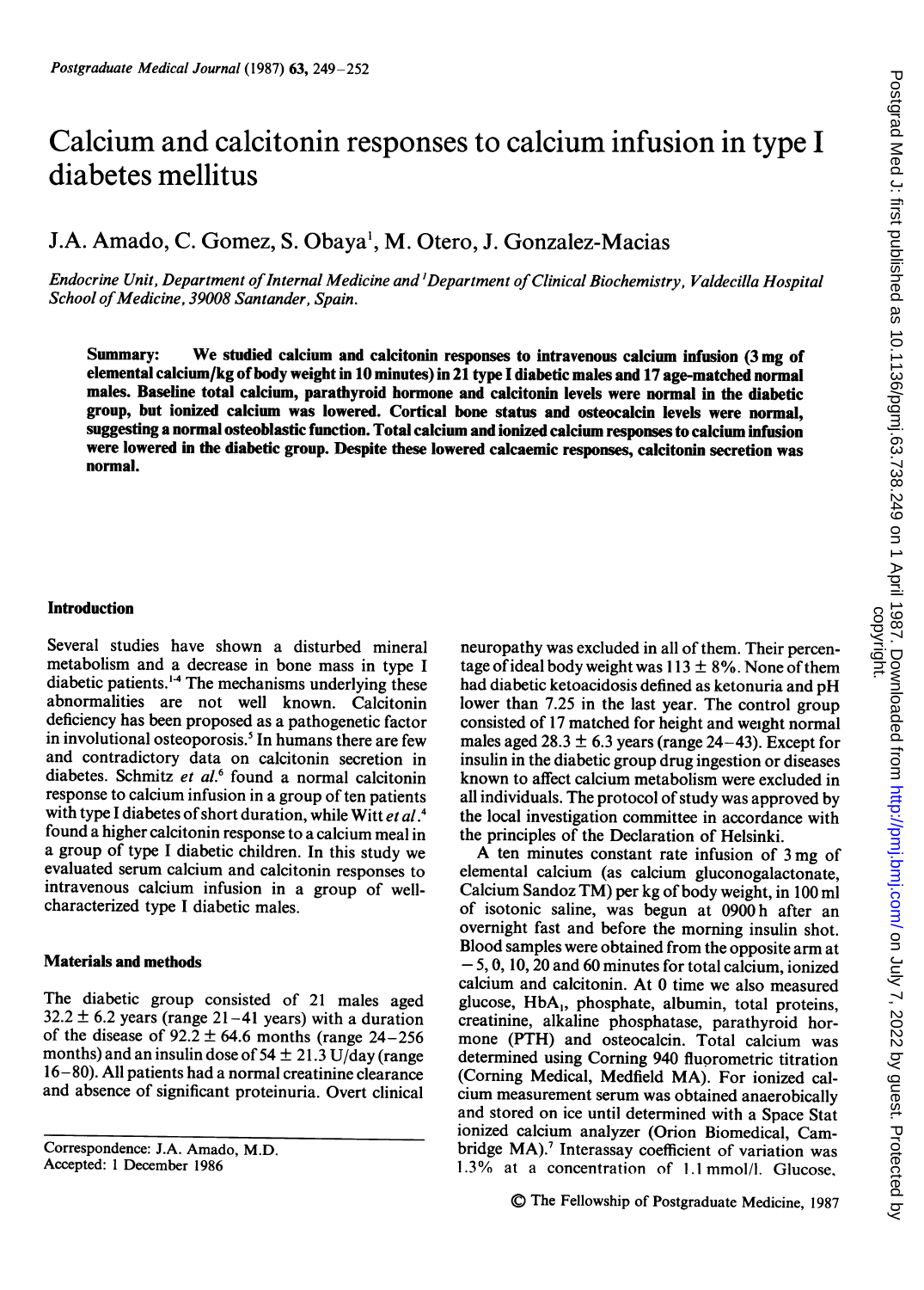# Calcium and calcitonin responses to calcium infusion in type I diabetes mellitus

J.A. Amado, C. Gomez, S. Obaya[1], M. Otero, J. Gonzalez-Macias

*Endocrine Unit, Department of Internal Medicine and [1]Department of Clinical Biochemistry, Valdecilla Hospital School of Medicine, 39008 Santander, Spain.*

**Summary: We studied calcium and calcitonin responses to intravenous calcium infusion (3 mg of elemental calcium/kg of body weight in 10 minutes) in 21 type I diabetic males and 17 age-matched normal males. Baseline total calcium, parathyroid hormone and calcitonin levels were normal in the diabetic group, but ionized calcium was lowered. Cortical bone status and osteocalcin levels were normal, suggesting a normal osteoblastic function. Total calcium and ionized calcium responses to calcium infusion were lowered in the diabetic group. Despite these lowered calcaemic responses, calcitonin secretion was normal.**

## Introduction

Several studies have shown a disturbed mineral metabolism and a decrease in bone mass in type I diabetic patients.[1-4] The mechanisms underlying these abnormalities are not well known. Calcitonin deficiency has been proposed as a pathogenetic factor in involutional osteoporosis.[5] In humans there are few and contradictory data on calcitonin secretion in diabetes. Schmitz *et al.*[6] found a normal calcitonin response to calcium infusion in a group of ten patients with type I diabetes of short duration, while Witt *et al.*[4] found a higher calcitonin response to a calcium meal in a group of type I diabetic children. In this study we evaluated serum calcium and calcitonin responses to intravenous calcium infusion in a group of well-characterized type I diabetic males.

## Materials and methods

The diabetic group consisted of 21 males aged $32.2 \pm 6.2$ years (range 21–41 years) with a duration of the disease of $92.2 \pm 64.6$ months (range 24–256 months) and an insulin dose of $54 \pm 21.3$ U/day (range 16–80). All patients had a normal creatinine clearance and absence of significant proteinuria. Overt clinical neuropathy was excluded in all of them. Their percentage of ideal body weight was $113 \pm 8\%$. None of them had diabetic ketoacidosis defined as ketonuria and pH lower than 7.25 in the last year. The control group consisted of 17 matched for height and weight normal males aged $28.3 \pm 6.3$ years (range 24–43). Except for insulin in the diabetic group drug ingestion or diseases known to affect calcium metabolism were excluded in all individuals. The protocol of study was approved by the local investigation committee in accordance with the principles of the Declaration of Helsinki.

A ten minutes constant rate infusion of 3 mg of elemental calcium (as calcium gluconogalactonate, Calcium Sandoz TM) per kg of body weight, in 100 ml of isotonic saline, was begun at 0900 h after an overnight fast and before the morning insulin shot. Blood samples were obtained from the opposite arm at −5, 0, 10, 20 and 60 minutes for total calcium, ionized calcium and calcitonin. At 0 time we also measured glucose, $HbA_1$, phosphate, albumin, total proteins, creatinine, alkaline phosphatase, parathyroid hormone (PTH) and osteocalcin. Total calcium was determined using Corning 940 fluorometric titration (Corning Medical, Medfield MA). For ionized calcium measurement serum was obtained anaerobically and stored on ice until determined with a Space Stat ionized calcium analyzer (Orion Biomedical, Cambridge MA).[7] Interassay coefficient of variation was 1.3% at a concentration of 1.1 mmol/l. Glucose,

Correspondence: J.A. Amado, M.D.
Accepted: 1 December 1986

© The Fellowship of Postgraduate Medicine, 1987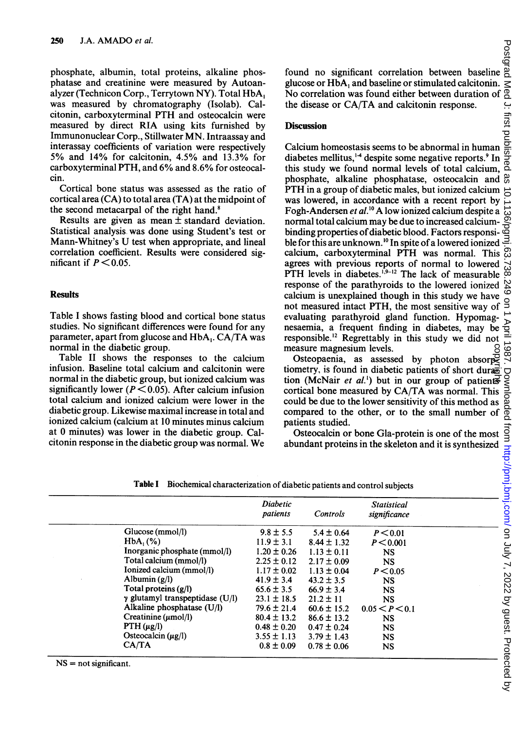phosphate, albumin, total proteins, alkaline phosphatase and creatinine were measured by Autoanalyzer (Technicon Corp., Terrytown NY). Total $HbA_1$ was measured by chromatography (Isolab). Calcitonin, carboxyterminal PTH and osteocalcin were measured by direct RIA using kits furnished by Immunonuclear Corp., Stillwater MN. Intraassay and interassay coefficients of variation were respectively 5% and 14% for calcitonin, 4.5% and 13.3% for carboxyterminal PTH, and 6% and 8.6% for osteocalcin.

Cortical bone status was assessed as the ratio of cortical area (CA) to total area (TA) at the midpoint of the second metacarpal of the right hand.[8]

Results are given as mean ± standard deviation. Statistical analysis was done using Student's test or Mann-Whitney's U test when appropriate, and lineal correlation coefficient. Results were considered significant if $P < 0.05$.

## Results

Table I shows fasting blood and cortical bone status studies. No significant differences were found for any parameter, apart from glucose and $HbA_1$. CA/TA was normal in the diabetic group.

Table II shows the responses to the calcium infusion. Baseline total calcium and calcitonin were normal in the diabetic group, but ionized calcium was significantly lower ($P < 0.05$). After calcium infusion total calcium and ionized calcium were lower in the diabetic group. Likewise maximal increase in total and ionized calcium (calcium at 10 minutes minus calcium at 0 minutes) was lower in the diabetic group. Calcitonin response in the diabetic group was normal. We found no significant correlation between baseline glucose or $HbA_1$ and baseline or stimulated calcitonin. No correlation was found either between duration of the disease or CA/TA and calcitonin response.

## Discussion

Calcium homeostasis seems to be abnormal in human diabetes mellitus,[1-4] despite some negative reports.[9] In this study we found normal levels of total calcium, phosphate, alkaline phosphatase, osteocalcin and PTH in a group of diabetic males, but ionized calcium was lowered, in accordance with a recent report by Fogh-Andersen *et al.*[10] A low ionized calcium despite a normal total calcium may be due to increased calcium-binding properties of diabetic blood. Factors responsible for this are unknown.[10] In spite of a lowered ionized calcium, carboxyterminal PTH was normal. This agrees with previous reports of normal to lowered PTH levels in diabetes.[1,9-12] The lack of measurable response of the parathyroids to the lowered ionized calcium is unexplained though in this study we have not measured intact PTH, the most sensitive way of evaluating parathyroid gland function. Hypomagnesaemia, a frequent finding in diabetes, may be responsible.[12] Regrettably in this study we did not measure magnesium levels.

Osteopaenia, as assessed by photon absorptiometry, is found in diabetic patients of short duration (McNair *et al.*[1]) but in our group of patients cortical bone measured by CA/TA was normal. This could be due to the lower sensitivity of this method as compared to the other, or to the small number of patients studied.

Osteocalcin or bone Gla-protein is one of the most abundant proteins in the skeleton and it is synthesized

**Table I** Biochemical characterization of diabetic patients and control subjects

| | *Diabetic patients* | *Controls* | *Statistical significance* |
|---|---|---|---|
| Glucose (mmol/l) | 9.8 ± 5.5 | 5.4 ± 0.64 | $P < 0.01$ |
| $HbA_1$ (%) | 11.9 ± 3.1 | 8.44 ± 1.32 | $P < 0.001$ |
| Inorganic phosphate (mmol/l) | 1.20 ± 0.26 | 1.13 ± 0.11 | NS |
| Total calcium (mmol/l) | 2.25 ± 0.12 | 2.17 ± 0.09 | NS |
| Ionized calcium (mmol/l) | 1.17 ± 0.02 | 1.13 ± 0.04 | $P < 0.05$ |
| Albumin (g/l) | 41.9 ± 3.4 | 43.2 ± 3.5 | NS |
| Total proteins (g/l) | 65.6 ± 3.5 | 66.9 ± 3.4 | NS |
| γ glutamyl transpeptidase (U/l) | 23.1 ± 18.5 | 21.2 ± 11 | NS |
| Alkaline phosphatase (U/l) | 79.6 ± 21.4 | 60.6 ± 15.2 | $0.05 < P < 0.1$ |
| Creatinine (μmol/l) | 80.4 ± 13.2 | 86.6 ± 13.2 | NS |
| PTH (μg/l) | 0.48 ± 0.20 | 0.47 ± 0.24 | NS |
| Osteocalcin (μg/l) | 3.55 ± 1.13 | 3.79 ± 1.43 | NS |
| CA/TA | 0.8 ± 0.09 | 0.78 ± 0.06 | NS |

NS = not significant.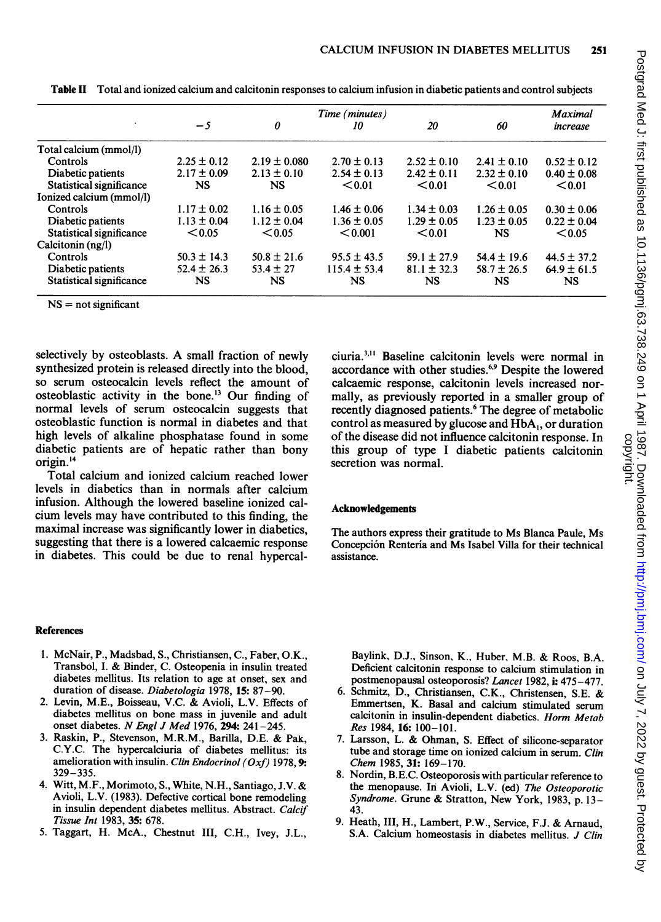**Table II** Total and ionized calcium and calcitonin responses to calcium infusion in diabetic patients and control subjects

| | Time (minutes) | | | | | Maximal |
|---|---|---|---|---|---|---|
| | −5 | 0 | 10 | 20 | 60 | increase |
| Total calcium (mmol/l) | | | | | | |
| Controls | 2.25 ± 0.12 | 2.19 ± 0.080 | 2.70 ± 0.13 | 2.52 ± 0.10 | 2.41 ± 0.10 | 0.52 ± 0.12 |
| Diabetic patients | 2.17 ± 0.09 | 2.13 ± 0.10 | 2.54 ± 0.13 | 2.42 ± 0.11 | 2.32 ± 0.10 | 0.40 ± 0.08 |
| Statistical significance | NS | NS | <0.01 | <0.01 | <0.01 | <0.01 |
| Ionized calcium (mmol/l) | | | | | | |
| Controls | 1.17 ± 0.02 | 1.16 ± 0.05 | 1.46 ± 0.06 | 1.34 ± 0.03 | 1.26 ± 0.05 | 0.30 ± 0.06 |
| Diabetic patients | 1.13 ± 0.04 | 1.12 ± 0.04 | 1.36 ± 0.05 | 1.29 ± 0.05 | 1.23 ± 0.05 | 0.22 ± 0.04 |
| Statistical significance | <0.05 | <0.05 | <0.001 | <0.01 | NS | <0.05 |
| Calcitonin (ng/l) | | | | | | |
| Controls | 50.3 ± 14.3 | 50.8 ± 21.6 | 95.5 ± 43.5 | 59.1 ± 27.9 | 54.4 ± 19.6 | 44.5 ± 37.2 |
| Diabetic patients | 52.4 ± 26.3 | 53.4 ± 27 | 115.4 ± 53.4 | 81.1 ± 32.3 | 58.7 ± 26.5 | 64.9 ± 61.5 |
| Statistical significance | NS | NS | NS | NS | NS | NS |

NS = not significant

selectively by osteoblasts. A small fraction of newly synthesized protein is released directly into the blood, so serum osteocalcin levels reflect the amount of osteoblastic activity in the bone.[13] Our finding of normal levels of serum osteocalcin suggests that osteoblastic function is normal in diabetes and that high levels of alkaline phosphatase found in some diabetic patients are of hepatic rather than bony origin.[14]

Total calcium and ionized calcium reached lower levels in diabetics than in normals after calcium infusion. Although the lowered baseline ionized calcium levels may have contributed to this finding, the maximal increase was significantly lower in diabetics, suggesting that there is a lowered calcaemic response in diabetes. This could be due to renal hypercalciuria.[3,11] Baseline calcitonin levels were normal in accordance with other studies.[6,9] Despite the lowered calcaemic response, calcitonin levels increased normally, as previously reported in a smaller group of recently diagnosed patients.[6] The degree of metabolic control as measured by glucose and $HbA_1$, or duration of the disease did not influence calcitonin response. In this group of type I diabetic patients calcitonin secretion was normal.

### Acknowledgements

The authors express their gratitude to Ms Blanca Paule, Ms Concepción Rentería and Ms Isabel Villa for their technical assistance.

### References

1. McNair, P., Madsbad, S., Christiansen, C., Faber, O.K., Transbol, I. & Binder, C. Osteopenia in insulin treated diabetes mellitus. Its relation to age at onset, sex and duration of disease. *Diabetologia* 1978, **15:** 87–90.
2. Levin, M.E., Boisseau, V.C. & Avioli, L.V. Effects of diabetes mellitus on bone mass in juvenile and adult onset diabetes. *N Engl J Med* 1976, **294:** 241–245.
3. Raskin, P., Stevenson, M.R.M., Barilla, D.E. & Pak, C.Y.C. The hypercalciuria of diabetes mellitus: its amelioration with insulin. *Clin Endocrinol (Oxf)* 1978, **9:** 329–335.
4. Witt, M.F., Morimoto, S., White, N.H., Santiago, J.V. & Avioli, L.V. (1983). Defective cortical bone remodeling in insulin dependent diabetes mellitus. Abstract. *Calcif Tissue Int* 1983, **35:** 678.
5. Taggart, H. McA., Chestnut III, C.H., Ivey, J.L., Baylink, D.J., Sinson, K., Huber, M.B. & Roos, B.A. Deficient calcitonin response to calcium stimulation in postmenopausal osteoporosis? *Lancet* 1982, **i:** 475–477.
6. Schmitz, D., Christiansen, C.K., Christensen, S.E. & Emmertsen, K. Basal and calcium stimulated serum calcitonin in insulin-dependent diabetics. *Horm Metab Res* 1984, **16:** 100–101.
7. Larsson, L. & Ohman, S. Effect of silicone-separator tube and storage time on ionized calcium in serum. *Clin Chem* 1985, **31:** 169–170.
8. Nordin, B.E.C. Osteoporosis with particular reference to the menopause. In Avioli, L.V. (ed) *The Osteoporotic Syndrome*. Grune & Stratton, New York, 1983, p. 13–43.
9. Heath, III, H., Lambert, P.W., Service, F.J. & Arnaud, S.A. Calcium homeostasis in diabetes mellitus. *J Clin*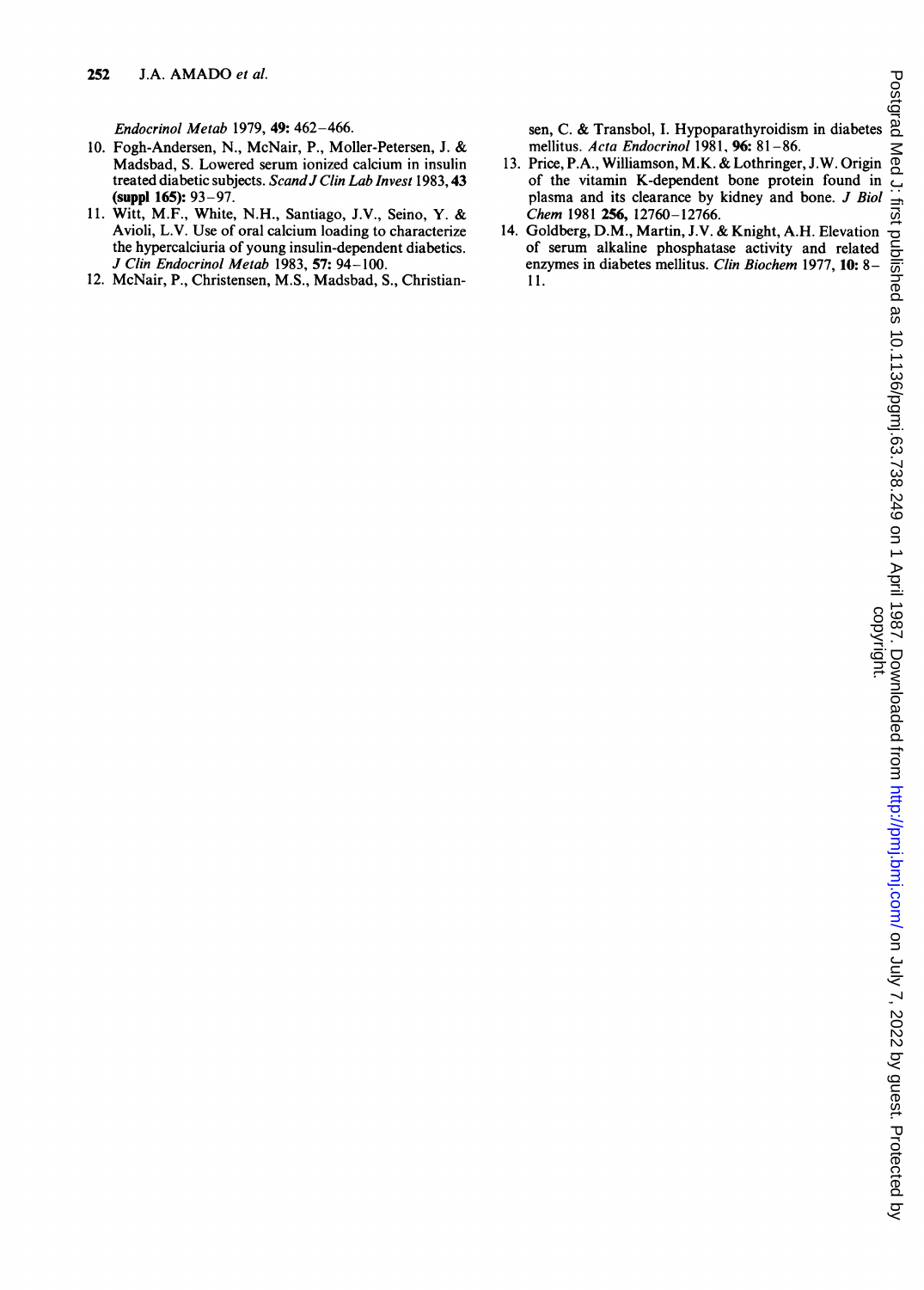*Endocrinol Metab* 1979, **49:** 462–466.

10. Fogh-Andersen, N., McNair, P., Moller-Petersen, J. & Madsbad, S. Lowered serum ionized calcium in insulin treated diabetic subjects. *Scand J Clin Lab Invest* 1983, **43 (suppl 165):** 93–97.
11. Witt, M.F., White, N.H., Santiago, J.V., Seino, Y. & Avioli, L.V. Use of oral calcium loading to characterize the hypercalciuria of young insulin-dependent diabetics. *J Clin Endocrinol Metab* 1983, **57:** 94–100.
12. McNair, P., Christensen, M.S., Madsbad, S., Christiansen, C. & Transbol, I. Hypoparathyroidism in diabetes mellitus. *Acta Endocrinol* 1981, **96:** 81–86.
13. Price, P.A., Williamson, M.K. & Lothringer, J.W. Origin of the vitamin K-dependent bone protein found in plasma and its clearance by kidney and bone. *J Biol Chem* 1981 **256,** 12760–12766.
14. Goldberg, D.M., Martin, J.V. & Knight, A.H. Elevation of serum alkaline phosphatase activity and related enzymes in diabetes mellitus. *Clin Biochem* 1977, **10:** 8–11.